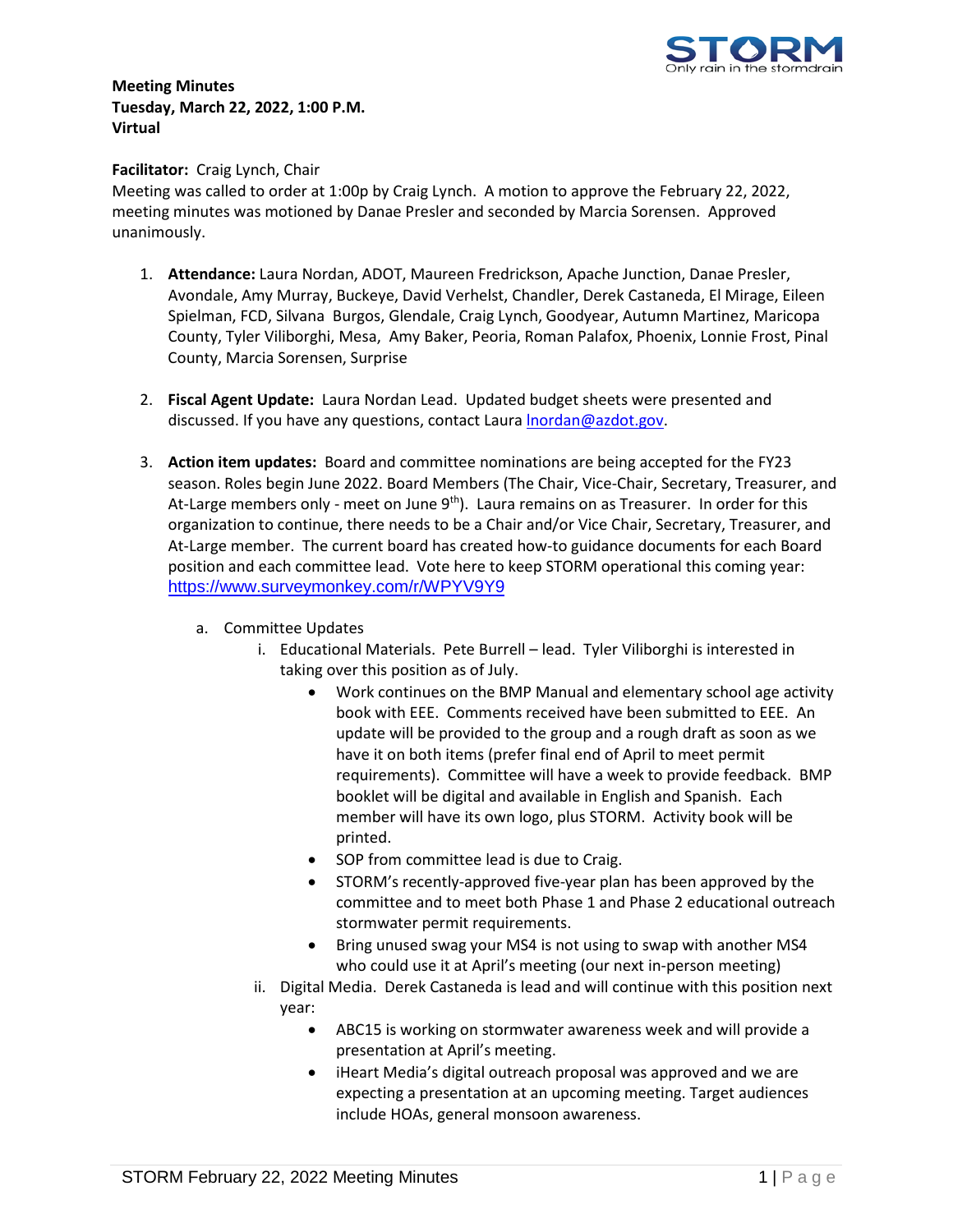**Meeting Minutes**
**Tuesday, March 22, 2022, 1:00 P.M.**
**Virtual**

**Facilitator:** Craig Lynch, Chair
Meeting was called to order at 1:00p by Craig Lynch. A motion to approve the February 22, 2022, meeting minutes was motioned by Danae Presler and seconded by Marcia Sorensen. Approved unanimously.

1. **Attendance:** Laura Nordan, ADOT, Maureen Fredrickson, Apache Junction, Danae Presler, Avondale, Amy Murray, Buckeye, David Verhelst, Chandler, Derek Castaneda, El Mirage, Eileen Spielman, FCD, Silvana Burgos, Glendale, Craig Lynch, Goodyear, Autumn Martinez, Maricopa County, Tyler Viliborghi, Mesa, Amy Baker, Peoria, Roman Palafox, Phoenix, Lonnie Frost, Pinal County, Marcia Sorensen, Surprise

2. **Fiscal Agent Update:** Laura Nordan Lead. Updated budget sheets were presented and discussed. If you have any questions, contact Laura lnordan@azdot.gov.

3. **Action item updates:** Board and committee nominations are being accepted for the FY23 season. Roles begin June 2022. Board Members (The Chair, Vice-Chair, Secretary, Treasurer, and At-Large members only - meet on June 9th). Laura remains on as Treasurer. In order for this organization to continue, there needs to be a Chair and/or Vice Chair, Secretary, Treasurer, and At-Large member. The current board has created how-to guidance documents for each Board position and each committee lead. Vote here to keep STORM operational this coming year: https://www.surveymonkey.com/r/WPYV9Y9

   a. Committee Updates

      i. Educational Materials. Pete Burrell – lead. Tyler Viliborghi is interested in taking over this position as of July.
         - Work continues on the BMP Manual and elementary school age activity book with EEE. Comments received have been submitted to EEE. An update will be provided to the group and a rough draft as soon as we have it on both items (prefer final end of April to meet permit requirements). Committee will have a week to provide feedback. BMP booklet will be digital and available in English and Spanish. Each member will have its own logo, plus STORM. Activity book will be printed.
         - SOP from committee lead is due to Craig.
         - STORM's recently-approved five-year plan has been approved by the committee and to meet both Phase 1 and Phase 2 educational outreach stormwater permit requirements.
         - Bring unused swag your MS4 is not using to swap with another MS4 who could use it at April's meeting (our next in-person meeting)

      ii. Digital Media. Derek Castaneda is lead and will continue with this position next year:
         - ABC15 is working on stormwater awareness week and will provide a presentation at April's meeting.
         - iHeart Media's digital outreach proposal was approved and we are expecting a presentation at an upcoming meeting. Target audiences include HOAs, general monsoon awareness.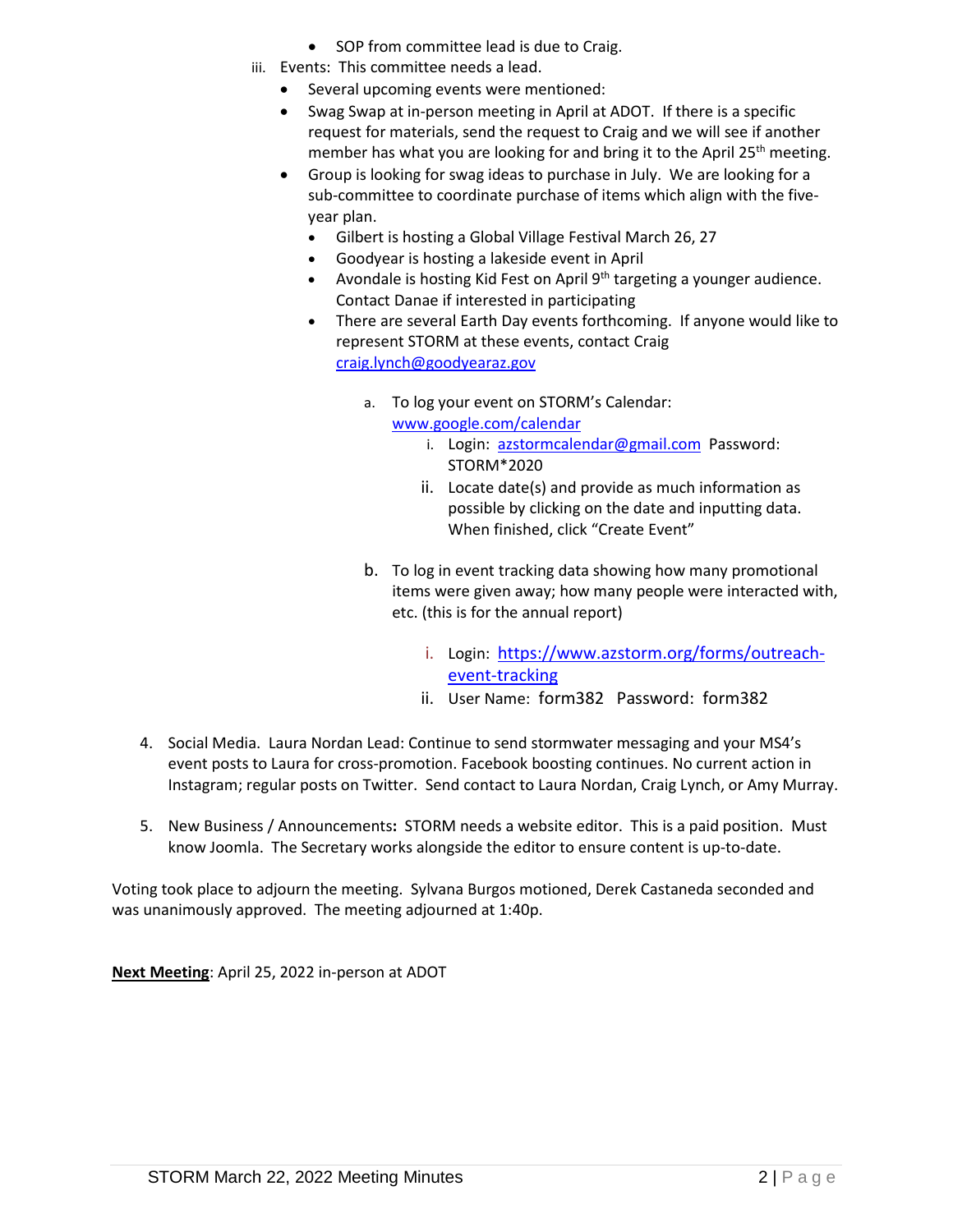- SOP from committee lead is due to Craig.

iii. Events: This committee needs a lead.

- Several upcoming events were mentioned:
- Swag Swap at in-person meeting in April at ADOT. If there is a specific request for materials, send the request to Craig and we will see if another member has what you are looking for and bring it to the April 25th meeting.
- Group is looking for swag ideas to purchase in July. We are looking for a sub-committee to coordinate purchase of items which align with the five-year plan.
  - Gilbert is hosting a Global Village Festival March 26, 27
  - Goodyear is hosting a lakeside event in April
  - Avondale is hosting Kid Fest on April 9th targeting a younger audience. Contact Danae if interested in participating
  - There are several Earth Day events forthcoming. If anyone would like to represent STORM at these events, contact Craig craig.lynch@goodyearaz.gov

a. To log your event on STORM's Calendar: www.google.com/calendar

   i. Login: azstormcalendar@gmail.com Password: STORM*2020

   ii. Locate date(s) and provide as much information as possible by clicking on the date and inputting data. When finished, click "Create Event"

b. To log in event tracking data showing how many promotional items were given away; how many people were interacted with, etc. (this is for the annual report)

   i. Login: https://www.azstorm.org/forms/outreach-event-tracking

   ii. User Name: form382 Password: form382

4. Social Media. Laura Nordan Lead: Continue to send stormwater messaging and your MS4's event posts to Laura for cross-promotion. Facebook boosting continues. No current action in Instagram; regular posts on Twitter. Send contact to Laura Nordan, Craig Lynch, or Amy Murray.

5. New Business / Announcements**:** STORM needs a website editor. This is a paid position. Must know Joomla. The Secretary works alongside the editor to ensure content is up-to-date.

Voting took place to adjourn the meeting. Sylvana Burgos motioned, Derek Castaneda seconded and was unanimously approved. The meeting adjourned at 1:40p.

**Next Meeting**: April 25, 2022 in-person at ADOT